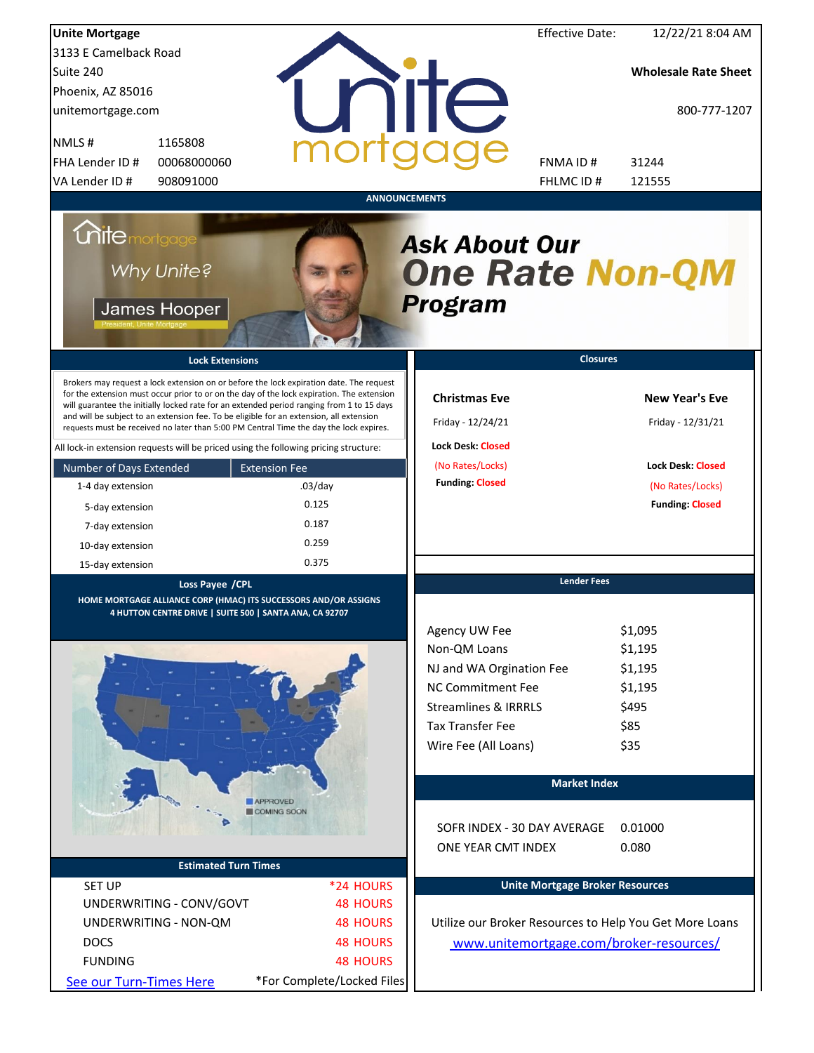**Unite Mortgage**
3133 E Camelback Road
Suite 240
Phoenix, AZ 85016
unitemortgage.com

| | |
|---|---|
| NMLS # | 1165808 |
| FHA Lender ID # | 00068000060 |
| VA Lender ID # | 908091000 |

Effective Date: 12/22/21 8:04 AM

**Wholesale Rate Sheet**

800-777-1207

| | |
|---|---|
| FNMA ID # | 31244 |
| FHLMC ID # | 121555 |

## ANNOUNCEMENTS

Why Unite?

James Hooper
President, Unite Mortgage

***Ask About Our One Rate Non-QM Program***

## Lock Extensions

Brokers may request a lock extension on or before the lock expiration date. The request for the extension must occur prior to or on the day of the lock expiration. The extension will guarantee the initially locked rate for an extended period ranging from 1 to 15 days and will be subject to an extension fee. To be eligible for an extension, all extension requests must be received no later than 5:00 PM Central Time the day the lock expires.

All lock-in extension requests will be priced using the following pricing structure:

| Number of Days Extended | Extension Fee |
|---|---|
| 1-4 day extension | .03/day |
| 5-day extension | 0.125 |
| 7-day extension | 0.187 |
| 10-day extension | 0.259 |
| 15-day extension | 0.375 |

## Closures

| Christmas Eve | New Year's Eve |
|---|---|
| Friday - 12/24/21 | Friday - 12/31/21 |
| Lock Desk: Closed | Lock Desk: Closed |
| (No Rates/Locks) | (No Rates/Locks) |
| Funding: Closed | Funding: Closed |

## Loss Payee /CPL

HOME MORTGAGE ALLIANCE CORP (HMAC) ITS SUCCESSORS AND/OR ASSIGNS
4 HUTTON CENTRE DRIVE | SUITE 500 | SANTA ANA, CA 92707

APPROVED
COMING SOON

## Lender Fees

| | |
|---|---|
| Agency UW Fee | $1,095 |
| Non-QM Loans | $1,195 |
| NJ and WA Orgination Fee | $1,195 |
| NC Commitment Fee | $1,195 |
| Streamlines & IRRRLS | $495 |
| Tax Transfer Fee | $85 |
| Wire Fee (All Loans) | $35 |

## Market Index

| | |
|---|---|
| SOFR INDEX - 30 DAY AVERAGE | 0.01000 |
| ONE YEAR CMT INDEX | 0.080 |

## Estimated Turn Times

| | |
|---|---|
| SET UP | *24 HOURS |
| UNDERWRITING - CONV/GOVT | 48 HOURS |
| UNDERWRITING - NON-QM | 48 HOURS |
| DOCS | 48 HOURS |
| FUNDING | 48 HOURS |

See our Turn-Times Here

*For Complete/Locked Files

## Unite Mortgage Broker Resources

Utilize our Broker Resources to Help You Get More Loans

www.unitemortgage.com/broker-resources/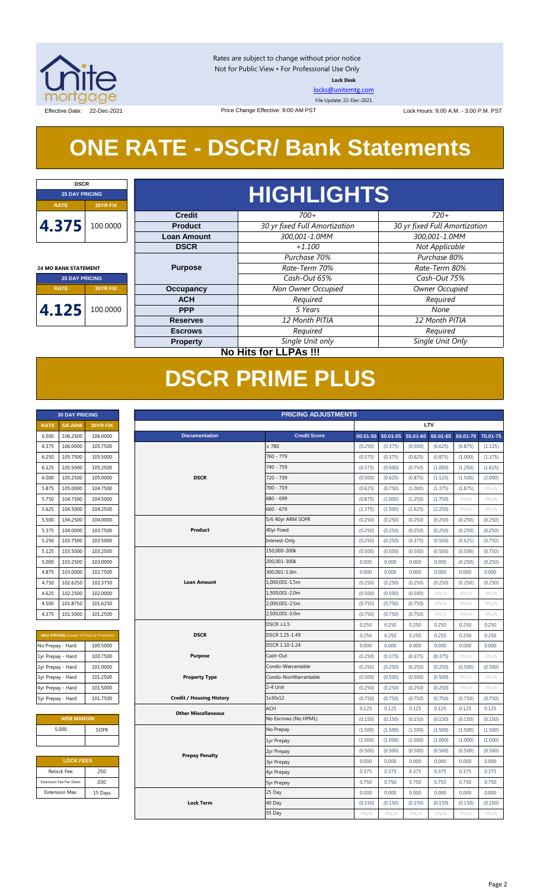Rates are subject to change without prior notice
Not for Public View • For Professional Use Only

**Lock Desk**

locks@unitemtg.com

File Update: 22-Dec-2021

Effective Date: 22-Dec-2021 | Price Change Effective: 9:00 AM PST | Lock Hours: 9:00 A.M. - 3:00 P.M. PST

# ONE RATE - DSCR/ Bank Statements

| DSCR | |
|---|---|
| 25 DAY PRICING | |
| RATE | 30YR FIX |
| 4.375 | 100.0000 |

| 24 MO BANK STATEMENT | |
|---|---|
| 25 DAY PRICING | |
| RATE | 30YR FIX |
| 4.125 | 100.0000 |

## HIGHLIGHTS

| | | |
|---|---|---|
| **Credit** | *700+* | *720+* |
| **Product** | *30 yr fixed Full Amortization* | *30 yr fixed Full Amortization* |
| **Loan Amount** | *300,001-1.0MM* | *300,001-1.0MM* |
| **DSCR** | *+1.100* | *Not Applicable* |
| **Purpose** | *Purchase 70%* | *Purchase 80%* |
| | *Rate-Term 70%* | *Rate-Term 80%* |
| | *Cash-Out 65%* | *Cash-Out 75%* |
| **Occupancy** | *Non Owner Occupied* | *Owner Occupied* |
| **ACH** | *Required* | *Required* |
| **PPP** | *5 Years* | *None* |
| **Reserves** | *12 Month PITIA* | *12 Month PITIA* |
| **Escrows** | *Required* | *Required* |
| **Property** | *Single Unit only* | *Single Unit Only* |

**No Hits for LLPAs !!!**

# DSCR PRIME PLUS

| 30 DAY PRICING | | |
|---|---|---|
| RATE | 5/6 ARM | 30YR FIX |
| 6.500 | 106.2500 | 106.0000 |
| 6.375 | 106.0000 | 105.7500 |
| 6.250 | 105.7500 | 105.5000 |
| 6.125 | 105.5000 | 105.2500 |
| 6.000 | 105.2500 | 105.0000 |
| 5.875 | 105.0000 | 104.7500 |
| 5.750 | 104.7500 | 104.5000 |
| 5.625 | 104.5000 | 104.2500 |
| 5.500 | 104.2500 | 104.0000 |
| 5.375 | 104.0000 | 103.7500 |
| 5.250 | 103.7500 | 103.5000 |
| 5.125 | 103.5000 | 103.2500 |
| 5.000 | 103.2500 | 103.0000 |
| 4.875 | 103.0000 | 102.7500 |
| 4.750 | 102.6250 | 102.3750 |
| 4.625 | 102.2500 | 102.0000 |
| 4.500 | 101.8750 | 101.6250 |
| 4.375 | 101.5000 | 101.2500 |

| MAX PRICING (Lower of Price or Premium) | |
|---|---|
| No Prepay - Hard | 100.5000 |
| 1yr Prepay - Hard | 100.7500 |
| 2yr Prepay - Hard | 101.0000 |
| 3yr Prepay - Hard | 101.2500 |
| 4yr Prepay - Hard | 101.5000 |
| 5yr Prepay - Hard | 101.7500 |

| ARM MARGIN | |
|---|---|
| 5.000 | SOFR |

| LOCK FEES | |
|---|---|
| Relock Fee: | .250 |
| Extension Fee Per Diem: | .030 |
| Extension Max: | 15 Days |

| PRICING ADJUSTMENTS | | | | | | | |
|---|---|---|---|---|---|---|---|
| | | LTV | | | | | |
| Documentation | Credit Score | 00.01-50 | 50.01-55 | 55.01-60 | 60.01-65 | 65.01-70 | 70.01-75 |
| DSCR | ≥ 780 | (0.250) | (0.375) | (0.500) | (0.625) | (0.875) | (1.125) |
| | 760 - 779 | (0.375) | (0.375) | (0.625) | (0.875) | (1.000) | (1.375) |
| | 740 - 759 | (0.375) | (0.500) | (0.750) | (1.000) | (1.250) | (1.625) |
| | 720 - 739 | (0.500) | (0.625) | (0.875) | (1.125) | (1.500) | (2.000) |
| | 700 - 719 | (0.625) | (0.750) | (1.000) | (1.375) | (1.875) | #N/A |
| | 680 - 699 | (0.875) | (1.000) | (1.250) | (1.750) | #N/A | #N/A |
| | 660 - 679 | (1.375) | (1.500) | (1.625) | (2.250) | #N/A | #N/A |
| Product | 5/6 40yr ARM SOFR | (0.250) | (0.250) | (0.250) | (0.250) | (0.250) | (0.250) |
| | 40yr Fixed | (0.250) | (0.250) | (0.250) | (0.250) | (0.250) | (0.250) |
| | Interest-Only | (0.250) | (0.250) | (0.375) | (0.500) | (0.625) | (0.750) |
| Loan Amount | 150,000-200k | (0.500) | (0.500) | (0.500) | (0.500) | (0.500) | (0.500) |
| | 200,001-300k | 0.000 | 0.000 | 0.000 | 0.000 | (0.250) | (0.250) |
| | 300,001-1.0m | 0.000 | 0.000 | 0.000 | 0.000 | 0.000 | 0.000 |
| | 1,000,001-1.5m | (0.250) | (0.250) | (0.250) | (0.250) | (0.250) | (0.250) |
| | 1,500,001-2.0m | (0.500) | (0.500) | (0.500) | #N/A | #N/A | #N/A |
| | 2,000,001-2.5m | (0.750) | (0.750) | (0.750) | #N/A | #N/A | #N/A |
| | 2,500,001-3.0m | (0.750) | (0.750) | (0.750) | #N/A | #N/A | #N/A |
| DSCR | DSCR ≥1.5 | 0.250 | 0.250 | 0.250 | 0.250 | 0.250 | 0.250 |
| | DSCR 1.25-1.49 | 0.250 | 0.250 | 0.250 | 0.250 | 0.250 | 0.250 |
| | DSCR 1.10-1.24 | 0.000 | 0.000 | 0.000 | 0.000 | 0.000 | 0.000 |
| Purpose | Cash-Out | (0.250) | (0.375) | (0.375) | (0.375) | #N/A | #N/A |
| Property Type | Condo-Warrantable | (0.250) | (0.250) | (0.250) | (0.250) | (0.500) | (0.500) |
| | Condo-NonWarrantable | (0.500) | (0.500) | (0.500) | (0.500) | #N/A | #N/A |
| | 2-4 Unit | (0.250) | (0.250) | (0.250) | (0.250) | #N/A | #N/A |
| Credit / Housing History | 1x30x12 | (0.750) | (0.750) | (0.750) | (0.750) | (0.750) | (0.750) |
| Other Miscellaneous | ACH | 0.125 | 0.125 | 0.125 | 0.125 | 0.125 | 0.125 |
| | No Escrows (No HPML) | (0.150) | (0.150) | (0.150) | (0.150) | (0.150) | (0.150) |
| Prepay Penalty | No Prepay | (1.500) | (1.500) | (1.500) | (1.500) | (1.500) | (1.500) |
| | 1yr Prepay | (1.000) | (1.000) | (1.000) | (1.000) | (1.000) | (1.000) |
| | 2yr Prepay | (0.500) | (0.500) | (0.500) | (0.500) | (0.500) | (0.500) |
| | 3yr Prepay | 0.000 | 0.000 | 0.000 | 0.000 | 0.000 | 0.000 |
| | 4yr Prepay | 0.375 | 0.375 | 0.375 | 0.375 | 0.375 | 0.375 |
| | 5yr Prepay | 0.750 | 0.750 | 0.750 | 0.750 | 0.750 | 0.750 |
| Lock Term | 25 Day | 0.000 | 0.000 | 0.000 | 0.000 | 0.000 | 0.000 |
| | 40 Day | (0.150) | (0.150) | (0.150) | (0.150) | (0.150) | (0.150) |
| | 55 Day | #N/A | #N/A | #N/A | #N/A | #N/A | #N/A |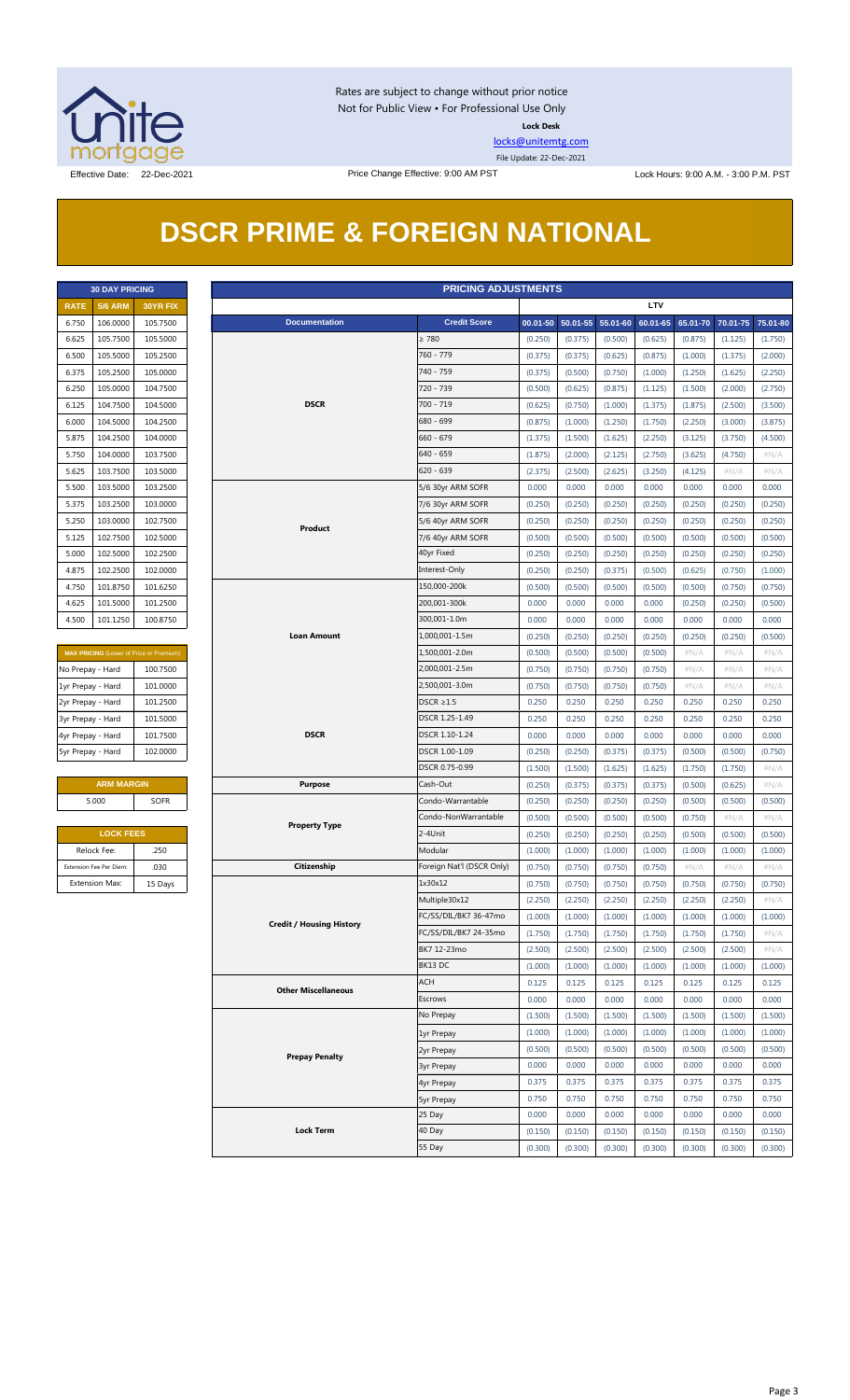Rates are subject to change without prior notice
Not for Public View • For Professional Use Only

**Lock Desk**

locks@unitemtg.com

File Update: 22-Dec-2021

Effective Date: 22-Dec-2021

Price Change Effective: 9:00 AM PST

Lock Hours: 9:00 A.M. - 3:00 P.M. PST

# DSCR PRIME & FOREIGN NATIONAL

| 30 DAY PRICING | | |
|---|---|---|
| RATE | 5/6 ARM | 30YR FIX |
| 6.750 | 106.0000 | 105.7500 |
| 6.625 | 105.7500 | 105.5000 |
| 6.500 | 105.5000 | 105.2500 |
| 6.375 | 105.2500 | 105.0000 |
| 6.250 | 105.0000 | 104.7500 |
| 6.125 | 104.7500 | 104.5000 |
| 6.000 | 104.5000 | 104.2500 |
| 5.875 | 104.2500 | 104.0000 |
| 5.750 | 104.0000 | 103.7500 |
| 5.625 | 103.7500 | 103.5000 |
| 5.500 | 103.5000 | 103.2500 |
| 5.375 | 103.2500 | 103.0000 |
| 5.250 | 103.0000 | 102.7500 |
| 5.125 | 102.7500 | 102.5000 |
| 5.000 | 102.5000 | 102.2500 |
| 4.875 | 102.2500 | 102.0000 |
| 4.750 | 101.8750 | 101.6250 |
| 4.625 | 101.5000 | 101.2500 |
| 4.500 | 101.1250 | 100.8750 |

| MAX PRICING (Lower of Price or Premium) | |
|---|---|
| No Prepay - Hard | 100.7500 |
| 1yr Prepay - Hard | 101.0000 |
| 2yr Prepay - Hard | 101.2500 |
| 3yr Prepay - Hard | 101.5000 |
| 4yr Prepay - Hard | 101.7500 |
| 5yr Prepay - Hard | 102.0000 |

| ARM MARGIN | |
|---|---|
| 5.000 | SOFR |

| LOCK FEES | |
|---|---|
| Relock Fee: | .250 |
| Extension Fee Per Diem: | .030 |
| Extension Max: | 15 Days |

| PRICING ADJUSTMENTS | | | | | | | | |
|---|---|---|---|---|---|---|---|---|
| | | LTV | | | | | | |
| Documentation | Credit Score | 00.01-50 | 50.01-55 | 55.01-60 | 60.01-65 | 65.01-70 | 70.01-75 | 75.01-80 |
| DSCR | ≥ 780 | (0.250) | (0.375) | (0.500) | (0.625) | (0.875) | (1.125) | (1.750) |
| | 760 - 779 | (0.375) | (0.375) | (0.625) | (0.875) | (1.000) | (1.375) | (2.000) |
| | 740 - 759 | (0.375) | (0.500) | (0.750) | (1.000) | (1.250) | (1.625) | (2.250) |
| | 720 - 739 | (0.500) | (0.625) | (0.875) | (1.125) | (1.500) | (2.000) | (2.750) |
| | 700 - 719 | (0.625) | (0.750) | (1.000) | (1.375) | (1.875) | (2.500) | (3.500) |
| | 680 - 699 | (0.875) | (1.000) | (1.250) | (1.750) | (2.250) | (3.000) | (3.875) |
| | 660 - 679 | (1.375) | (1.500) | (1.625) | (2.250) | (3.125) | (3.750) | (4.500) |
| | 640 - 659 | (1.875) | (2.000) | (2.125) | (2.750) | (3.625) | (4.750) | #N/A |
| | 620 - 639 | (2.375) | (2.500) | (2.625) | (3.250) | (4.125) | #N/A | #N/A |
| Product | 5/6 30yr ARM SOFR | 0.000 | 0.000 | 0.000 | 0.000 | 0.000 | 0.000 | 0.000 |
| | 7/6 30yr ARM SOFR | (0.250) | (0.250) | (0.250) | (0.250) | (0.250) | (0.250) | (0.250) |
| | 5/6 40yr ARM SOFR | (0.250) | (0.250) | (0.250) | (0.250) | (0.250) | (0.250) | (0.250) |
| | 7/6 40yr ARM SOFR | (0.500) | (0.500) | (0.500) | (0.500) | (0.500) | (0.500) | (0.500) |
| | 40yr Fixed | (0.250) | (0.250) | (0.250) | (0.250) | (0.250) | (0.250) | (0.250) |
| | Interest-Only | (0.250) | (0.250) | (0.375) | (0.500) | (0.625) | (0.750) | (1.000) |
| Loan Amount | 150,000-200k | (0.500) | (0.500) | (0.500) | (0.500) | (0.500) | (0.750) | (0.750) |
| | 200,001-300k | 0.000 | 0.000 | 0.000 | 0.000 | (0.250) | (0.250) | (0.500) |
| | 300,001-1.0m | 0.000 | 0.000 | 0.000 | 0.000 | 0.000 | 0.000 | 0.000 |
| | 1,000,001-1.5m | (0.250) | (0.250) | (0.250) | (0.250) | (0.250) | (0.250) | (0.500) |
| | 1,500,001-2.0m | (0.500) | (0.500) | (0.500) | (0.500) | #N/A | #N/A | #N/A |
| | 2,000,001-2.5m | (0.750) | (0.750) | (0.750) | (0.750) | #N/A | #N/A | #N/A |
| | 2,500,001-3.0m | (0.750) | (0.750) | (0.750) | (0.750) | #N/A | #N/A | #N/A |
| DSCR | DSCR ≥1.5 | 0.250 | 0.250 | 0.250 | 0.250 | 0.250 | 0.250 | 0.250 |
| | DSCR 1.25-1.49 | 0.250 | 0.250 | 0.250 | 0.250 | 0.250 | 0.250 | 0.250 |
| | DSCR 1.10-1.24 | 0.000 | 0.000 | 0.000 | 0.000 | 0.000 | 0.000 | 0.000 |
| | DSCR 1.00-1.09 | (0.250) | (0.250) | (0.375) | (0.375) | (0.500) | (0.500) | (0.750) |
| | DSCR 0.75-0.99 | (1.500) | (1.500) | (1.625) | (1.625) | (1.750) | (1.750) | #N/A |
| Purpose | Cash-Out | (0.250) | (0.375) | (0.375) | (0.375) | (0.500) | (0.625) | #N/A |
| Property Type | Condo-Warrantable | (0.250) | (0.250) | (0.250) | (0.250) | (0.500) | (0.500) | (0.500) |
| | Condo-NonWarrantable | (0.500) | (0.500) | (0.500) | (0.500) | (0.750) | #N/A | #N/A |
| | 2-4Unit | (0.250) | (0.250) | (0.250) | (0.250) | (0.500) | (0.500) | (0.500) |
| | Modular | (1.000) | (1.000) | (1.000) | (1.000) | (1.000) | (1.000) | (1.000) |
| Citizenship | Foreign Nat'l (DSCR Only) | (0.750) | (0.750) | (0.750) | (0.750) | #N/A | #N/A | #N/A |
| Credit / Housing History | 1x30x12 | (0.750) | (0.750) | (0.750) | (0.750) | (0.750) | (0.750) | (0.750) |
| | Multiple30x12 | (2.250) | (2.250) | (2.250) | (2.250) | (2.250) | (2.250) | #N/A |
| | FC/SS/DIL/BK7 36-47mo | (1.000) | (1.000) | (1.000) | (1.000) | (1.000) | (1.000) | (1.000) |
| | FC/SS/DIL/BK7 24-35mo | (1.750) | (1.750) | (1.750) | (1.750) | (1.750) | (1.750) | #N/A |
| | BK7 12-23mo | (2.500) | (2.500) | (2.500) | (2.500) | (2.500) | (2.500) | #N/A |
| | BK13 DC | (1.000) | (1.000) | (1.000) | (1.000) | (1.000) | (1.000) | (1.000) |
| Other Miscellaneous | ACH | 0.125 | 0.125 | 0.125 | 0.125 | 0.125 | 0.125 | 0.125 |
| | Escrows | 0.000 | 0.000 | 0.000 | 0.000 | 0.000 | 0.000 | 0.000 |
| Prepay Penalty | No Prepay | (1.500) | (1.500) | (1.500) | (1.500) | (1.500) | (1.500) | (1.500) |
| | 1yr Prepay | (1.000) | (1.000) | (1.000) | (1.000) | (1.000) | (1.000) | (1.000) |
| | 2yr Prepay | (0.500) | (0.500) | (0.500) | (0.500) | (0.500) | (0.500) | (0.500) |
| | 3yr Prepay | 0.000 | 0.000 | 0.000 | 0.000 | 0.000 | 0.000 | 0.000 |
| | 4yr Prepay | 0.375 | 0.375 | 0.375 | 0.375 | 0.375 | 0.375 | 0.375 |
| | 5yr Prepay | 0.750 | 0.750 | 0.750 | 0.750 | 0.750 | 0.750 | 0.750 |
| Lock Term | 25 Day | 0.000 | 0.000 | 0.000 | 0.000 | 0.000 | 0.000 | 0.000 |
| | 40 Day | (0.150) | (0.150) | (0.150) | (0.150) | (0.150) | (0.150) | (0.150) |
| | 55 Day | (0.300) | (0.300) | (0.300) | (0.300) | (0.300) | (0.300) | (0.300) |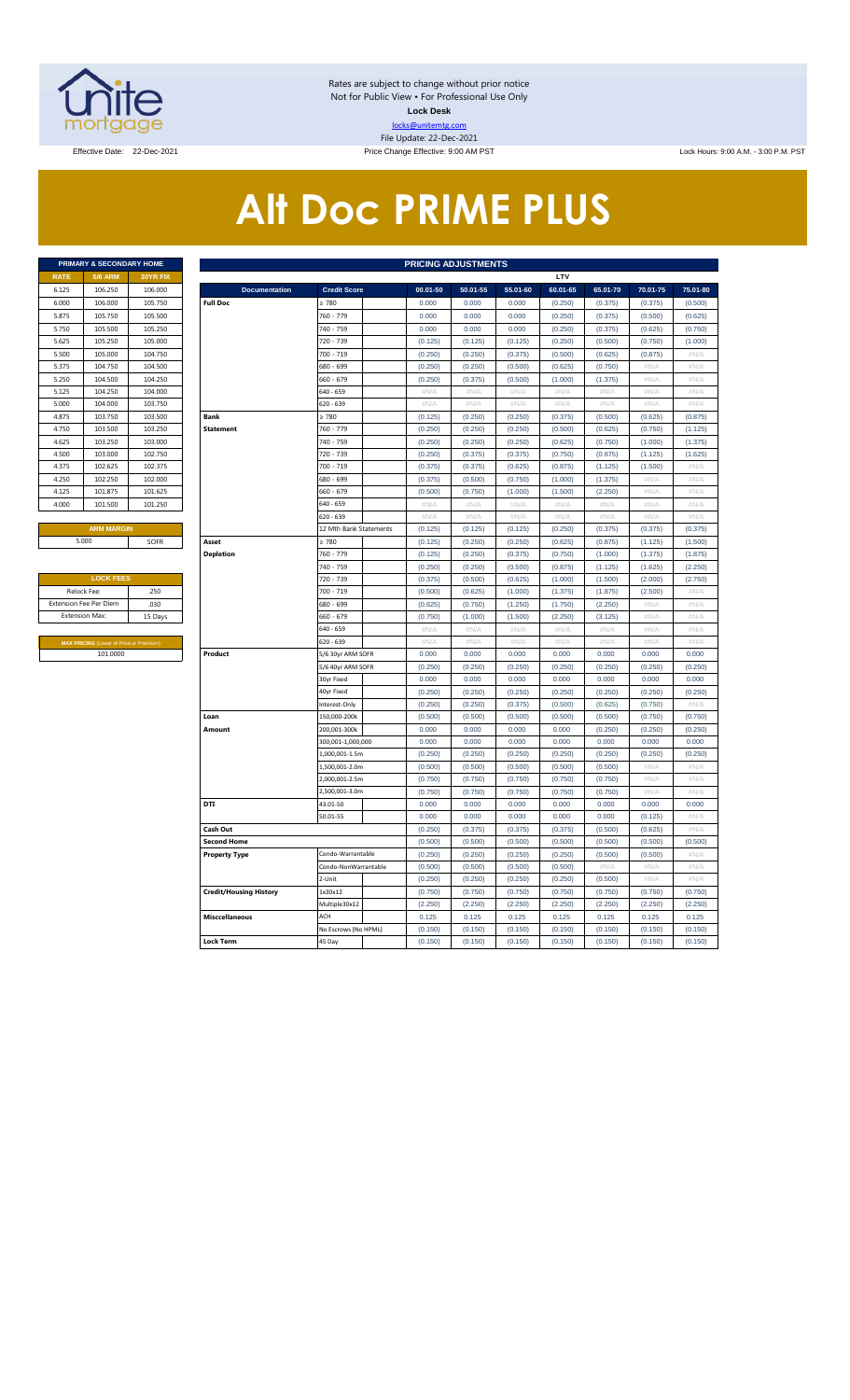Rates are subject to change without prior notice
Not for Public View • For Professional Use Only
**Lock Desk**
locks@unitemtg.com
File Update: 22-Dec-2021

Effective Date: 22-Dec-2021 | Price Change Effective: 9:00 AM PST | Lock Hours: 9:00 A.M. - 3:00 P.M. PST

# Alt Doc PRIME PLUS

| PRIMARY & SECONDARY HOME | | |
|---|---|---|
| **RATE** | **5/6 ARM** | **30YR FIX** |
| 6.125 | 106.250 | 106.000 |
| 6.000 | 106.000 | 105.750 |
| 5.875 | 105.750 | 105.500 |
| 5.750 | 105.500 | 105.250 |
| 5.625 | 105.250 | 105.000 |
| 5.500 | 105.000 | 104.750 |
| 5.375 | 104.750 | 104.500 |
| 5.250 | 104.500 | 104.250 |
| 5.125 | 104.250 | 104.000 |
| 5.000 | 104.000 | 103.750 |
| 4.875 | 103.750 | 103.500 |
| 4.750 | 103.500 | 103.250 |
| 4.625 | 103.250 | 103.000 |
| 4.500 | 103.000 | 102.750 |
| 4.375 | 102.625 | 102.375 |
| 4.250 | 102.250 | 102.000 |
| 4.125 | 101.875 | 101.625 |
| 4.000 | 101.500 | 101.250 |

| ARM MARGIN | |
|---|---|
| 5.000 | SOFR |

| LOCK FEES | |
|---|---|
| Relock Fee: | .250 |
| Extension Fee Per Diem | .030 |
| Extension Max: | 15 Days |

| MAX PRICING (Lower of Price or Premium) |
|---|
| 101.0000 |

| PRICING ADJUSTMENTS | | | | | | | | | |
|---|---|---|---|---|---|---|---|---|---|
| | | LTV | | | | | | | |
| **Documentation** | **Credit Score** | **00.01-50** | **50.01-55** | **55.01-60** | **60.01-65** | **65.01-70** | **70.01-75** | **75.01-80** |
| **Full Doc** | ≥ 780 | 0.000 | 0.000 | 0.000 | (0.250) | (0.375) | (0.375) | (0.500) |
| | 760 - 779 | 0.000 | 0.000 | 0.000 | (0.250) | (0.375) | (0.500) | (0.625) |
| | 740 - 759 | 0.000 | 0.000 | 0.000 | (0.250) | (0.375) | (0.625) | (0.750) |
| | 720 - 739 | (0.125) | (0.125) | (0.125) | (0.250) | (0.500) | (0.750) | (1.000) |
| | 700 - 719 | (0.250) | (0.250) | (0.375) | (0.500) | (0.625) | (0.875) | #N/A |
| | 680 - 699 | (0.250) | (0.250) | (0.500) | (0.625) | (0.750) | #N/A | #N/A |
| | 660 - 679 | (0.250) | (0.375) | (0.500) | (1.000) | (1.375) | #N/A | #N/A |
| | 640 - 659 | #N/A | #N/A | #N/A | #N/A | #N/A | #N/A | #N/A |
| | 620 - 639 | #N/A | #N/A | #N/A | #N/A | #N/A | #N/A | #N/A |
| **Bank Statement** | ≥ 780 | (0.125) | (0.250) | (0.250) | (0.375) | (0.500) | (0.625) | (0.875) |
| | 760 - 779 | (0.250) | (0.250) | (0.250) | (0.500) | (0.625) | (0.750) | (1.125) |
| | 740 - 759 | (0.250) | (0.250) | (0.250) | (0.625) | (0.750) | (1.000) | (1.375) |
| | 720 - 739 | (0.250) | (0.375) | (0.375) | (0.750) | (0.875) | (1.125) | (1.625) |
| | 700 - 719 | (0.375) | (0.375) | (0.625) | (0.875) | (1.125) | (1.500) | #N/A |
| | 680 - 699 | (0.375) | (0.500) | (0.750) | (1.000) | (1.375) | #N/A | #N/A |
| | 660 - 679 | (0.500) | (0.750) | (1.000) | (1.500) | (2.250) | #N/A | #N/A |
| | 640 - 659 | #N/A | #N/A | #N/A | #N/A | #N/A | #N/A | #N/A |
| | 620 - 639 | #N/A | #N/A | #N/A | #N/A | #N/A | #N/A | #N/A |
| | 12 Mth Bank Statements | (0.125) | (0.125) | (0.125) | (0.250) | (0.375) | (0.375) | (0.375) |
| **Asset Depletion** | ≥ 780 | (0.125) | (0.250) | (0.250) | (0.625) | (0.875) | (1.125) | (1.500) |
| | 760 - 779 | (0.125) | (0.250) | (0.375) | (0.750) | (1.000) | (1.375) | (1.875) |
| | 740 - 759 | (0.250) | (0.250) | (0.500) | (0.875) | (1.125) | (1.625) | (2.250) |
| | 720 - 739 | (0.375) | (0.500) | (0.625) | (1.000) | (1.500) | (2.000) | (2.750) |
| | 700 - 719 | (0.500) | (0.625) | (1.000) | (1.375) | (1.875) | (2.500) | #N/A |
| | 680 - 699 | (0.625) | (0.750) | (1.250) | (1.750) | (2.250) | #N/A | #N/A |
| | 660 - 679 | (0.750) | (1.000) | (1.500) | (2.250) | (3.125) | #N/A | #N/A |
| | 640 - 659 | #N/A | #N/A | #N/A | #N/A | #N/A | #N/A | #N/A |
| | 620 - 639 | #N/A | #N/A | #N/A | #N/A | #N/A | #N/A | #N/A |
| **Product** | 5/6 30yr ARM SOFR | 0.000 | 0.000 | 0.000 | 0.000 | 0.000 | 0.000 | 0.000 |
| | 5/6 40yr ARM SOFR | (0.250) | (0.250) | (0.250) | (0.250) | (0.250) | (0.250) | (0.250) |
| | 30yr Fixed | 0.000 | 0.000 | 0.000 | 0.000 | 0.000 | 0.000 | 0.000 |
| | 40yr Fixed | (0.250) | (0.250) | (0.250) | (0.250) | (0.250) | (0.250) | (0.250) |
| | Interest-Only | (0.250) | (0.250) | (0.375) | (0.500) | (0.625) | (0.750) | #N/A |
| **Loan Amount** | 150,000-200k | (0.500) | (0.500) | (0.500) | (0.500) | (0.500) | (0.750) | (0.750) |
| | 200,001-300k | 0.000 | 0.000 | 0.000 | 0.000 | (0.250) | (0.250) | (0.250) |
| | 300,001-1,000,000 | 0.000 | 0.000 | 0.000 | 0.000 | 0.000 | 0.000 | 0.000 |
| | 1,000,001-1.5m | (0.250) | (0.250) | (0.250) | (0.250) | (0.250) | (0.250) | (0.250) |
| | 1,500,001-2.0m | (0.500) | (0.500) | (0.500) | (0.500) | (0.500) | #N/A | #N/A |
| | 2,000,001-2.5m | (0.750) | (0.750) | (0.750) | (0.750) | (0.750) | #N/A | #N/A |
| | 2,500,001-3.0m | (0.750) | (0.750) | (0.750) | (0.750) | (0.750) | #N/A | #N/A |
| **DTI** | 43.01-50 | 0.000 | 0.000 | 0.000 | 0.000 | 0.000 | 0.000 | 0.000 |
| | 50.01-55 | 0.000 | 0.000 | 0.000 | 0.000 | 0.000 | (0.125) | #N/A |
| **Cash Out** | | (0.250) | (0.375) | (0.375) | (0.375) | (0.500) | (0.625) | #N/A |
| **Second Home** | | (0.500) | (0.500) | (0.500) | (0.500) | (0.500) | (0.500) | (0.500) |
| **Property Type** | Condo-Warrantable | (0.250) | (0.250) | (0.250) | (0.250) | (0.500) | (0.500) | #N/A |
| | Condo-NonWarrantable | (0.500) | (0.500) | (0.500) | (0.500) | #N/A | #N/A | #N/A |
| | 2-Unit | (0.250) | (0.250) | (0.250) | (0.250) | (0.500) | #N/A | #N/A |
| **Credit/Housing History** | 1x30x12 | (0.750) | (0.750) | (0.750) | (0.750) | (0.750) | (0.750) | (0.750) |
| | Multiple30x12 | (2.250) | (2.250) | (2.250) | (2.250) | (2.250) | (2.250) | (2.250) |
| **Misccellaneous** | ACH | 0.125 | 0.125 | 0.125 | 0.125 | 0.125 | 0.125 | 0.125 |
| | No Escrows (No HPML) | (0.150) | (0.150) | (0.150) | (0.150) | (0.150) | (0.150) | (0.150) |
| **Lock Term** | 45 Day | (0.150) | (0.150) | (0.150) | (0.150) | (0.150) | (0.150) | (0.150) |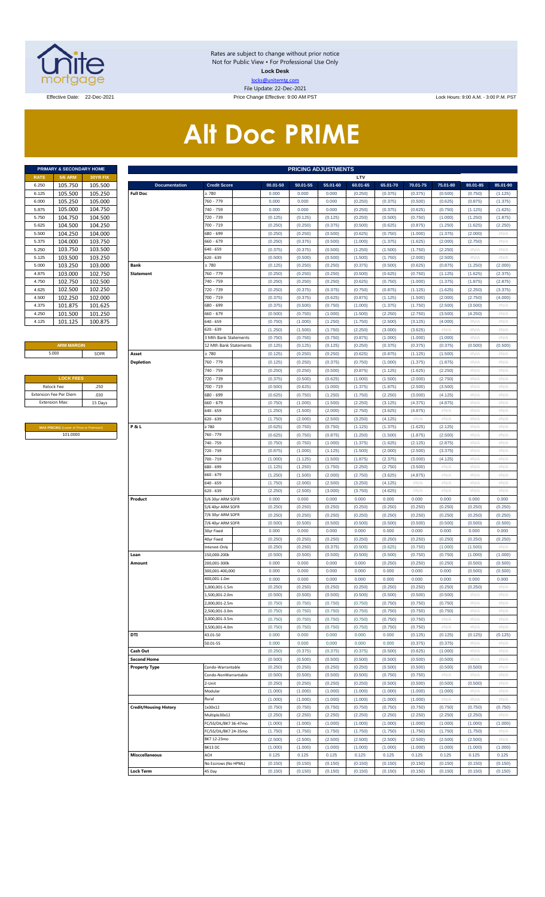Rates are subject to change without prior notice
Not for Public View • For Professional Use Only
**Lock Desk**
locks@unitemtg.com
File Update: 22-Dec-2021

Effective Date: 22-Dec-2021 | Price Change Effective: 9:00 AM PST | Lock Hours: 9:00 A.M. - 3:00 P.M. PST

# Alt Doc PRIME

| PRIMARY & SECONDARY HOME | | |
|---|---|---|
| RATE | 5/6 ARM | 30YR FIX |
| 6.250 | 105.750 | 105.500 |
| 6.125 | 105.500 | 105.250 |
| 6.000 | 105.250 | 105.000 |
| 5.875 | 105.000 | 104.750 |
| 5.750 | 104.750 | 104.500 |
| 5.625 | 104.500 | 104.250 |
| 5.500 | 104.250 | 104.000 |
| 5.375 | 104.000 | 103.750 |
| 5.250 | 103.750 | 103.500 |
| 5.125 | 103.500 | 103.250 |
| 5.000 | 103.250 | 103.000 |
| 4.875 | 103.000 | 102.750 |
| 4.750 | 102.750 | 102.500 |
| 4.625 | 102.500 | 102.250 |
| 4.500 | 102.250 | 102.000 |
| 4.375 | 101.875 | 101.625 |
| 4.250 | 101.500 | 101.250 |
| 4.125 | 101.125 | 100.875 |

| ARM MARGIN | |
|---|---|
| 5.000 | SOFR |

| LOCK FEES | |
|---|---|
| Relock Fee: | .250 |
| Extension Fee Per Diem | .030 |
| Extension Max: | 15 Days |

| MAX PRICING (Lower of Price or Premium) |
|---|
| 101.0000 |

| PRICING ADJUSTMENTS | | | | | | | | | | |
|---|---|---|---|---|---|---|---|---|---|---|
| | | LTV | | | | | | | | |
| Documentation | Credit Score | 00.01-50 | 50.01-55 | 55.01-60 | 60.01-65 | 65.01-70 | 70.01-75 | 75.01-80 | 80.01-85 | 85.01-90 |
| Full Doc | ≥ 780 | 0.000 | 0.000 | 0.000 | (0.250) | (0.375) | (0.375) | (0.500) | (0.750) | (1.125) |
| | 760 - 779 | 0.000 | 0.000 | 0.000 | (0.250) | (0.375) | (0.500) | (0.625) | (0.875) | (1.375) |
| | 740 - 759 | 0.000 | 0.000 | 0.000 | (0.250) | (0.375) | (0.625) | (0.750) | (1.125) | (1.625) |
| | 720 - 739 | (0.125) | (0.125) | (0.125) | (0.250) | (0.500) | (0.750) | (1.000) | (1.250) | (1.875) |
| | 700 - 719 | (0.250) | (0.250) | (0.375) | (0.500) | (0.625) | (0.875) | (1.250) | (1.625) | (2.250) |
| | 680 - 699 | (0.250) | (0.250) | (0.500) | (0.625) | (0.750) | (1.000) | (1.375) | (2.000) | #N/A |
| | 660 - 679 | (0.250) | (0.375) | (0.500) | (1.000) | (1.375) | (1.625) | (2.000) | (2.750) | #N/A |
| | 640 - 659 | (0.375) | (0.375) | (0.500) | (1.250) | (1.500) | (1.750) | (2.250) | #N/A | #N/A |
| | 620 - 639 | (0.500) | (0.500) | (0.500) | (1.500) | (1.750) | (2.000) | (2.500) | #N/A | #N/A |
| Bank Statement | ≥ 780 | (0.125) | (0.250) | (0.250) | (0.375) | (0.500) | (0.625) | (0.875) | (1.250) | (2.000) |
| | 760 - 779 | (0.250) | (0.250) | (0.250) | (0.500) | (0.625) | (0.750) | (1.125) | (1.625) | (2.375) |
| | 740 - 759 | (0.250) | (0.250) | (0.250) | (0.625) | (0.750) | (1.000) | (1.375) | (1.875) | (2.875) |
| | 720 - 739 | (0.250) | (0.375) | (0.375) | (0.750) | (0.875) | (1.125) | (1.625) | (2.250) | (3.375) |
| | 700 - 719 | (0.375) | (0.375) | (0.625) | (0.875) | (1.125) | (1.500) | (2.000) | (2.750) | (4.000) |
| | 680 - 699 | (0.375) | (0.500) | (0.750) | (1.000) | (1.375) | (1.750) | (2.500) | (3.500) | #N/A |
| | 660 - 679 | (0.500) | (0.750) | (1.000) | (1.500) | (2.250) | (2.750) | (3.500) | (4.250) | #N/A |
| | 640 - 659 | (0.750) | (1.000) | (1.250) | (1.750) | (2.500) | (3.125) | (4.000) | #N/A | #N/A |
| | 620 - 639 | (1.250) | (1.500) | (1.750) | (2.250) | (3.000) | (3.625) | #N/A | #N/A | #N/A |
| | 3 Mth Bank Statements | (0.750) | (0.750) | (0.750) | (0.875) | (1.000) | (1.000) | (1.000) | #N/A | #N/A |
| | 12 Mth Bank Statements | (0.125) | (0.125) | (0.125) | (0.250) | (0.375) | (0.375) | (0.375) | (0.500) | (0.500) |
| Asset Depletion | ≥ 780 | (0.125) | (0.250) | (0.250) | (0.625) | (0.875) | (1.125) | (1.500) | #N/A | #N/A |
| | 760 - 779 | (0.125) | (0.250) | (0.375) | (0.750) | (1.000) | (1.375) | (1.875) | #N/A | #N/A |
| | 740 - 759 | (0.250) | (0.250) | (0.500) | (0.875) | (1.125) | (1.625) | (2.250) | #N/A | #N/A |
| | 720 - 739 | (0.375) | (0.500) | (0.625) | (1.000) | (1.500) | (2.000) | (2.750) | #N/A | #N/A |
| | 700 - 719 | (0.500) | (0.625) | (1.000) | (1.375) | (1.875) | (2.500) | (3.500) | #N/A | #N/A |
| | 680 - 699 | (0.625) | (0.750) | (1.250) | (1.750) | (2.250) | (3.000) | (4.125) | #N/A | #N/A |
| | 660 - 679 | (0.750) | (1.000) | (1.500) | (2.250) | (3.125) | (4.375) | (4.875) | #N/A | #N/A |
| | 640 - 659 | (1.250) | (1.500) | (2.000) | (2.750) | (3.625) | (4.875) | #N/A | #N/A | #N/A |
| | 620 - 639 | (1.750) | (2.000) | (2.500) | (3.250) | (4.125) | #N/A | #N/A | #N/A | #N/A |
| P & L | ≥ 780 | (0.625) | (0.750) | (0.750) | (1.125) | (1.375) | (1.625) | (2.125) | #N/A | #N/A |
| | 760 - 779 | (0.625) | (0.750) | (0.875) | (1.250) | (1.500) | (1.875) | (2.500) | #N/A | #N/A |
| | 740 - 759 | (0.750) | (0.750) | (1.000) | (1.375) | (1.625) | (2.125) | (2.875) | #N/A | #N/A |
| | 720 - 739 | (0.875) | (1.000) | (1.125) | (1.500) | (2.000) | (2.500) | (3.375) | #N/A | #N/A |
| | 700 - 719 | (1.000) | (1.125) | (1.500) | (1.875) | (2.375) | (3.000) | (4.125) | #N/A | #N/A |
| | 680 - 699 | (1.125) | (1.250) | (1.750) | (2.250) | (2.750) | (3.500) | #N/A | #N/A | #N/A |
| | 660 - 679 | (1.250) | (1.500) | (2.000) | (2.750) | (3.625) | (4.875) | #N/A | #N/A | #N/A |
| | 640 - 659 | (1.750) | (2.000) | (2.500) | (3.250) | (4.125) | #N/A | #N/A | #N/A | #N/A |
| | 620 - 639 | (2.250) | (2.500) | (3.000) | (3.750) | (4.625) | #N/A | #N/A | #N/A | #N/A |
| Product | 5/6 30yr ARM SOFR | 0.000 | 0.000 | 0.000 | 0.000 | 0.000 | 0.000 | 0.000 | 0.000 | 0.000 |
| | 5/6 40yr ARM SOFR | (0.250) | (0.250) | (0.250) | (0.250) | (0.250) | (0.250) | (0.250) | (0.250) | (0.250) |
| | 7/6 30yr ARM SOFR | (0.250) | (0.250) | (0.250) | (0.250) | (0.250) | (0.250) | (0.250) | (0.250) | (0.250) |
| | 7/6 40yr ARM SOFR | (0.500) | (0.500) | (0.500) | (0.500) | (0.500) | (0.500) | (0.500) | (0.500) | (0.500) |
| | 30yr Fixed | 0.000 | 0.000 | 0.000 | 0.000 | 0.000 | 0.000 | 0.000 | 0.000 | 0.000 |
| | 40yr Fixed | (0.250) | (0.250) | (0.250) | (0.250) | (0.250) | (0.250) | (0.250) | (0.250) | (0.250) |
| | Interest-Only | (0.250) | (0.250) | (0.375) | (0.500) | (0.625) | (0.750) | (1.000) | (1.500) | #N/A |
| Loan Amount | 150,000-200k | (0.500) | (0.500) | (0.500) | (0.500) | (0.500) | (0.750) | (0.750) | (1.000) | (1.000) |
| | 200,001-300k | 0.000 | 0.000 | 0.000 | 0.000 | (0.250) | (0.250) | (0.250) | (0.500) | (0.500) |
| | 300,001-400,000 | 0.000 | 0.000 | 0.000 | 0.000 | 0.000 | 0.000 | 0.000 | (0.500) | (0.500) |
| | 400,001-1.0m | 0.000 | 0.000 | 0.000 | 0.000 | 0.000 | 0.000 | 0.000 | 0.000 | 0.000 |
| | 1,000,001-1.5m | (0.250) | (0.250) | (0.250) | (0.250) | (0.250) | (0.250) | (0.250) | (0.250) | #N/A |
| | 1,500,001-2.0m | (0.500) | (0.500) | (0.500) | (0.500) | (0.500) | (0.500) | (0.500) | #N/A | #N/A |
| | 2,000,001-2.5m | (0.750) | (0.750) | (0.750) | (0.750) | (0.750) | (0.750) | (0.750) | #N/A | #N/A |
| | 2,500,001-3.0m | (0.750) | (0.750) | (0.750) | (0.750) | (0.750) | (0.750) | (0.750) | #N/A | #N/A |
| | 3,000,001-3.5m | (0.750) | (0.750) | (0.750) | (0.750) | (0.750) | (0.750) | #N/A | #N/A | #N/A |
| | 3,500,001-4.0m | (0.750) | (0.750) | (0.750) | (0.750) | (0.750) | (0.750) | #N/A | #N/A | #N/A |
| DTI | 43.01-50 | 0.000 | 0.000 | 0.000 | 0.000 | 0.000 | (0.125) | (0.125) | (0.125) | (0.125) |
| | 50.01-55 | 0.000 | 0.000 | 0.000 | 0.000 | 0.000 | (0.375) | (0.375) | #N/A | #N/A |
| Cash Out | | (0.250) | (0.375) | (0.375) | (0.375) | (0.500) | (0.625) | (1.000) | #N/A | #N/A |
| Second Home | | (0.500) | (0.500) | (0.500) | (0.500) | (0.500) | (0.500) | (0.500) | #N/A | #N/A |
| Property Type | Condo-Warrantable | (0.250) | (0.250) | (0.250) | (0.250) | (0.500) | (0.500) | (0.500) | (0.500) | #N/A |
| | Condo-NonWarrantable | (0.500) | (0.500) | (0.500) | (0.500) | (0.750) | (0.750) | #N/A | #N/A | #N/A |
| | 2-Unit | (0.250) | (0.250) | (0.250) | (0.250) | (0.500) | (0.500) | (0.500) | (0.500) | #N/A |
| | Modular | (1.000) | (1.000) | (1.000) | (1.000) | (1.000) | (1.000) | (1.000) | #N/A | #N/A |
| | Rural | (1.000) | (1.000) | (1.000) | (1.000) | (1.000) | (1.000) | #N/A | #N/A | #N/A |
| Credit/Housing History | 1x30x12 | (0.750) | (0.750) | (0.750) | (0.750) | (0.750) | (0.750) | (0.750) | (0.750) | (0.750) |
| | Multiple30x12 | (2.250) | (2.250) | (2.250) | (2.250) | (2.250) | (2.250) | (2.250) | (2.250) | #N/A |
| | FC/SS/DIL/BK7 36-47mo | (1.000) | (1.000) | (1.000) | (1.000) | (1.000) | (1.000) | (1.000) | (1.000) | (1.000) |
| | FC/SS/DIL/BK7 24-35mo | (1.750) | (1.750) | (1.750) | (1.750) | (1.750) | (1.750) | (1.750) | (1.750) | #N/A |
| | BK7 12-23mo | (2.500) | (2.500) | (2.500) | (2.500) | (2.500) | (2.500) | (2.500) | (2.500) | #N/A |
| | BK13 DC | (1.000) | (1.000) | (1.000) | (1.000) | (1.000) | (1.000) | (1.000) | (1.000) | (1.000) |
| Misccellaneous | ACH | 0.125 | 0.125 | 0.125 | 0.125 | 0.125 | 0.125 | 0.125 | 0.125 | 0.125 |
| | No Escrows (No HPML) | (0.150) | (0.150) | (0.150) | (0.150) | (0.150) | (0.150) | (0.150) | (0.150) | (0.150) |
| Lock Term | 45 Day | (0.150) | (0.150) | (0.150) | (0.150) | (0.150) | (0.150) | (0.150) | (0.150) | (0.150) |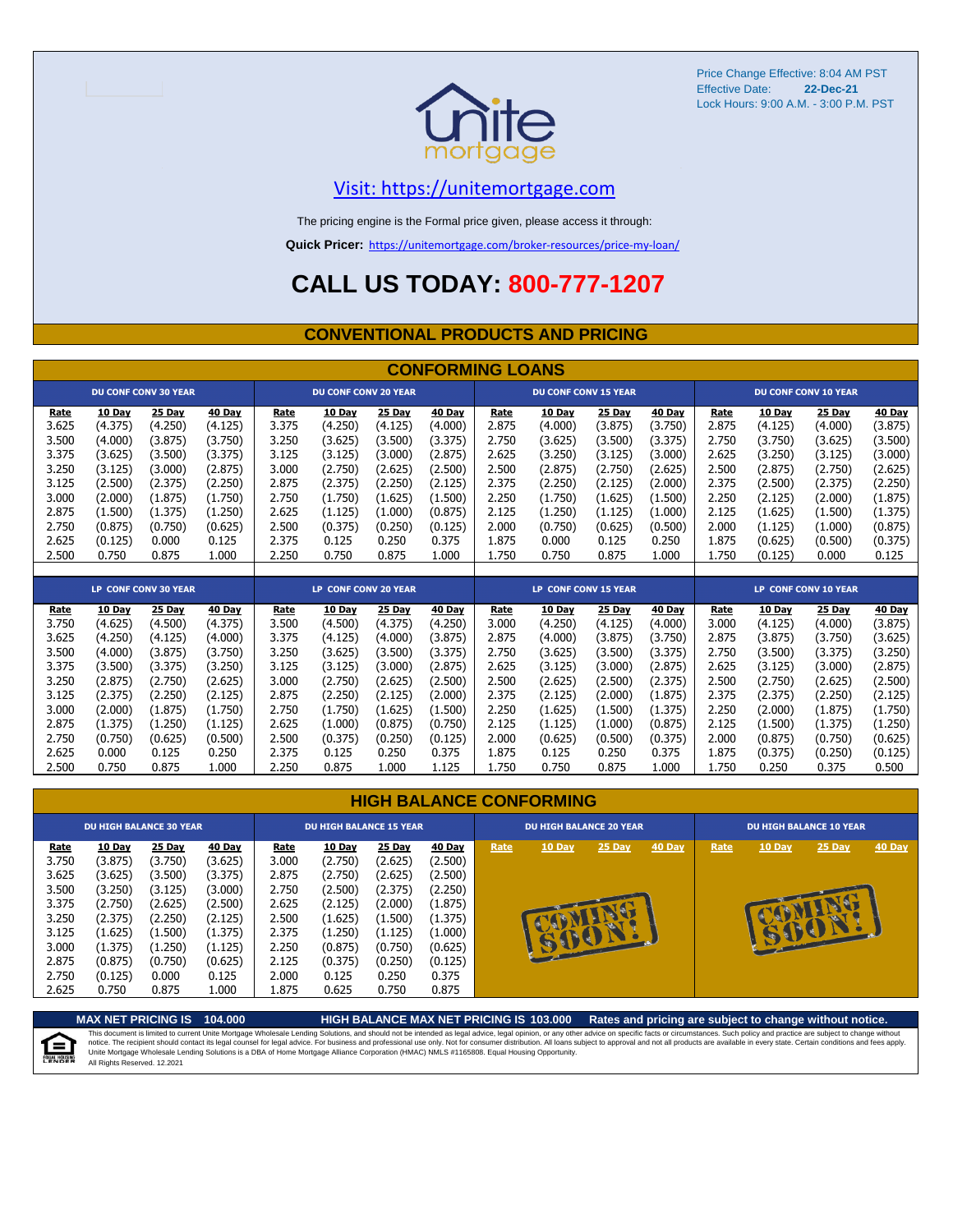Price Change Effective: 8:04 AM PST
Effective Date: **22-Dec-21**
Lock Hours: 9:00 A.M. - 3:00 P.M. PST

Visit: https://unitemortgage.com

The pricing engine is the Formal price given, please access it through:

**Quick Pricer:** https://unitemortgage.com/broker-resources/price-my-loan/

# CALL US TODAY: 800-777-1207

## CONVENTIONAL PRODUCTS AND PRICING

### CONFORMING LOANS

| DU CONF CONV 30 YEAR | | | | DU CONF CONV 20 YEAR | | | | DU CONF CONV 15 YEAR | | | | DU CONF CONV 10 YEAR | | | |
|---|---|---|---|---|---|---|---|---|---|---|---|---|---|---|---|
| Rate | 10 Day | 25 Day | 40 Day | Rate | 10 Day | 25 Day | 40 Day | Rate | 10 Day | 25 Day | 40 Day | Rate | 10 Day | 25 Day | 40 Day |
| 3.625 | (4.375) | (4.250) | (4.125) | 3.375 | (4.250) | (4.125) | (4.000) | 2.875 | (4.000) | (3.875) | (3.750) | 2.875 | (4.125) | (4.000) | (3.875) |
| 3.500 | (4.000) | (3.875) | (3.750) | 3.250 | (3.625) | (3.500) | (3.375) | 2.750 | (3.625) | (3.500) | (3.375) | 2.750 | (3.750) | (3.625) | (3.500) |
| 3.375 | (3.625) | (3.500) | (3.375) | 3.125 | (3.125) | (3.000) | (2.875) | 2.625 | (3.250) | (3.125) | (3.000) | 2.625 | (3.250) | (3.125) | (3.000) |
| 3.250 | (3.125) | (3.000) | (2.875) | 3.000 | (2.750) | (2.625) | (2.500) | 2.500 | (2.875) | (2.750) | (2.625) | 2.500 | (2.875) | (2.750) | (2.625) |
| 3.125 | (2.500) | (2.375) | (2.250) | 2.875 | (2.375) | (2.250) | (2.125) | 2.375 | (2.250) | (2.125) | (2.000) | 2.375 | (2.500) | (2.375) | (2.250) |
| 3.000 | (2.000) | (1.875) | (1.750) | 2.750 | (1.750) | (1.625) | (1.500) | 2.250 | (1.750) | (1.625) | (1.500) | 2.250 | (2.125) | (2.000) | (1.875) |
| 2.875 | (1.500) | (1.375) | (1.250) | 2.625 | (1.125) | (1.000) | (0.875) | 2.125 | (1.250) | (1.125) | (1.000) | 2.125 | (1.625) | (1.500) | (1.375) |
| 2.750 | (0.875) | (0.750) | (0.625) | 2.500 | (0.375) | (0.250) | (0.125) | 2.000 | (0.750) | (0.625) | (0.500) | 2.000 | (1.125) | (1.000) | (0.875) |
| 2.625 | (0.125) | 0.000 | 0.125 | 2.375 | 0.125 | 0.250 | 0.375 | 1.875 | 0.000 | 0.125 | 0.250 | 1.875 | (0.625) | (0.500) | (0.375) |
| 2.500 | 0.750 | 0.875 | 1.000 | 2.250 | 0.750 | 0.875 | 1.000 | 1.750 | 0.750 | 0.875 | 1.000 | 1.750 | (0.125) | 0.000 | 0.125 |

| LP CONF CONV 30 YEAR | | | | LP CONF CONV 20 YEAR | | | | LP CONF CONV 15 YEAR | | | | LP CONF CONV 10 YEAR | | | |
|---|---|---|---|---|---|---|---|---|---|---|---|---|---|---|---|
| Rate | 10 Day | 25 Day | 40 Day | Rate | 10 Day | 25 Day | 40 Day | Rate | 10 Day | 25 Day | 40 Day | Rate | 10 Day | 25 Day | 40 Day |
| 3.750 | (4.625) | (4.500) | (4.375) | 3.500 | (4.500) | (4.375) | (4.250) | 3.000 | (4.250) | (4.125) | (4.000) | 3.000 | (4.125) | (4.000) | (3.875) |
| 3.625 | (4.250) | (4.125) | (4.000) | 3.375 | (4.125) | (4.000) | (3.875) | 2.875 | (4.000) | (3.875) | (3.750) | 2.875 | (3.875) | (3.750) | (3.625) |
| 3.500 | (4.000) | (3.875) | (3.750) | 3.250 | (3.625) | (3.500) | (3.375) | 2.750 | (3.625) | (3.500) | (3.375) | 2.750 | (3.500) | (3.375) | (3.250) |
| 3.375 | (3.500) | (3.375) | (3.250) | 3.125 | (3.125) | (3.000) | (2.875) | 2.625 | (3.125) | (3.000) | (2.875) | 2.625 | (3.125) | (3.000) | (2.875) |
| 3.250 | (2.875) | (2.750) | (2.625) | 3.000 | (2.750) | (2.625) | (2.500) | 2.500 | (2.625) | (2.500) | (2.375) | 2.500 | (2.750) | (2.625) | (2.500) |
| 3.125 | (2.375) | (2.250) | (2.125) | 2.875 | (2.250) | (2.125) | (2.000) | 2.375 | (2.125) | (2.000) | (1.875) | 2.375 | (2.375) | (2.250) | (2.125) |
| 3.000 | (2.000) | (1.875) | (1.750) | 2.750 | (1.750) | (1.625) | (1.500) | 2.250 | (1.625) | (1.500) | (1.375) | 2.250 | (2.000) | (1.875) | (1.750) |
| 2.875 | (1.375) | (1.250) | (1.125) | 2.625 | (1.000) | (0.875) | (0.750) | 2.125 | (1.125) | (1.000) | (0.875) | 2.125 | (1.500) | (1.375) | (1.250) |
| 2.750 | (0.750) | (0.625) | (0.500) | 2.500 | (0.375) | (0.250) | (0.125) | 2.000 | (0.625) | (0.500) | (0.375) | 2.000 | (0.875) | (0.750) | (0.625) |
| 2.625 | 0.000 | 0.125 | 0.250 | 2.375 | 0.125 | 0.250 | 0.375 | 1.875 | 0.125 | 0.250 | 0.375 | 1.875 | (0.375) | (0.250) | (0.125) |
| 2.500 | 0.750 | 0.875 | 1.000 | 2.250 | 0.875 | 1.000 | 1.125 | 1.750 | 0.750 | 0.875 | 1.000 | 1.750 | 0.250 | 0.375 | 0.500 |

### HIGH BALANCE CONFORMING

| DU HIGH BALANCE 30 YEAR | | | | DU HIGH BALANCE 15 YEAR | | | | DU HIGH BALANCE 20 YEAR | | | | DU HIGH BALANCE 10 YEAR | | | |
|---|---|---|---|---|---|---|---|---|---|---|---|---|---|---|---|
| Rate | 10 Day | 25 Day | 40 Day | Rate | 10 Day | 25 Day | 40 Day | Rate | 10 Day | 25 Day | 40 Day | Rate | 10 Day | 25 Day | 40 Day |
| 3.750 | (3.875) | (3.750) | (3.625) | 3.000 | (2.750) | (2.625) | (2.500) | COMING SOON! | | | | COMING SOON! | | | |
| 3.625 | (3.625) | (3.500) | (3.375) | 2.875 | (2.750) | (2.625) | (2.500) | | | | | | | | |
| 3.500 | (3.250) | (3.125) | (3.000) | 2.750 | (2.500) | (2.375) | (2.250) | | | | | | | | |
| 3.375 | (2.750) | (2.625) | (2.500) | 2.625 | (2.125) | (2.000) | (1.875) | | | | | | | | |
| 3.250 | (2.375) | (2.250) | (2.125) | 2.500 | (1.625) | (1.500) | (1.375) | | | | | | | | |
| 3.125 | (1.625) | (1.500) | (1.375) | 2.375 | (1.250) | (1.125) | (1.000) | | | | | | | | |
| 3.000 | (1.375) | (1.250) | (1.125) | 2.250 | (0.875) | (0.750) | (0.625) | | | | | | | | |
| 2.875 | (0.875) | (0.750) | (0.625) | 2.125 | (0.375) | (0.250) | (0.125) | | | | | | | | |
| 2.750 | (0.125) | 0.000 | 0.125 | 2.000 | 0.125 | 0.250 | 0.375 | | | | | | | | |
| 2.625 | 0.750 | 0.875 | 1.000 | 1.875 | 0.625 | 0.750 | 0.875 | | | | | | | | |

**MAX NET PRICING IS 104.000** **HIGH BALANCE MAX NET PRICING IS 103.000** **Rates and pricing are subject to change without notice.**

This document is limited to current Unite Mortgage Wholesale Lending Solutions, and should not be intended as legal advice, legal opinion, or any other advice on specific facts or circumstances. Such policy and practice are subject to change without notice. The recipient should contact its legal counsel for legal advice. For business and professional use only. Not for consumer distribution. All loans subject to approval and not all products are available in every state. Certain conditions and fees apply. Unite Mortgage Wholesale Lending Solutions is a DBA of Home Mortgage Alliance Corporation (HMAC) NMLS #1165808. Equal Housing Opportunity.
All Rights Reserved. 12.2021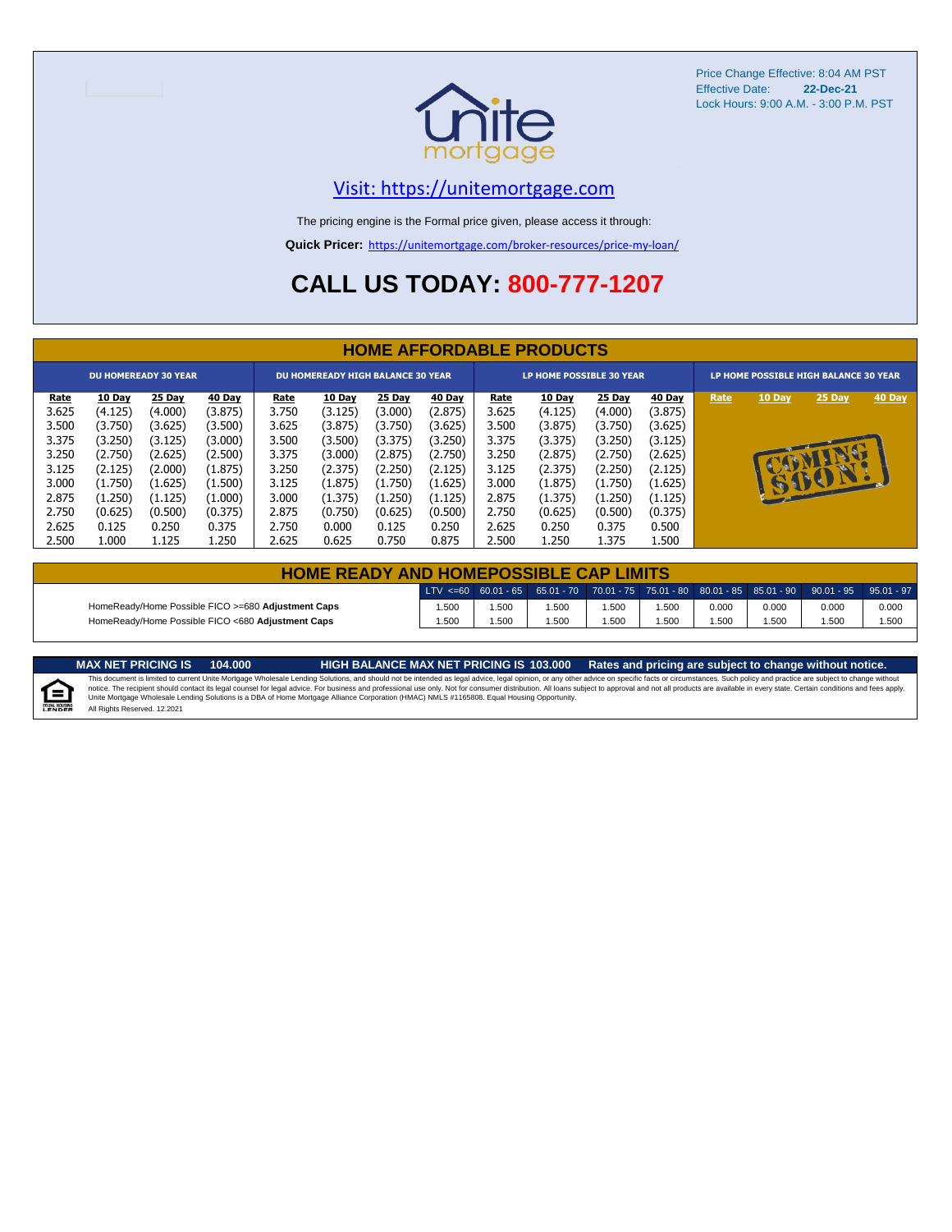Price Change Effective: 8:04 AM PST
Effective Date: **22-Dec-21**
Lock Hours: 9:00 A.M. - 3:00 P.M. PST

unite mortgage

Visit: https://unitemortgage.com

The pricing engine is the Formal price given, please access it through:

**Quick Pricer:** https://unitemortgage.com/broker-resources/price-my-loan/

# CALL US TODAY: 800-777-1207

## HOME AFFORDABLE PRODUCTS

| DU HOMEREADY 30 YEAR | | | | DU HOMEREADY HIGH BALANCE 30 YEAR | | | | LP HOME POSSIBLE 30 YEAR | | | | LP HOME POSSIBLE HIGH BALANCE 30 YEAR | | | |
|---|---|---|---|---|---|---|---|---|---|---|---|---|---|---|---|
| Rate | 10 Day | 25 Day | 40 Day | Rate | 10 Day | 25 Day | 40 Day | Rate | 10 Day | 25 Day | 40 Day | Rate | 10 Day | 25 Day | 40 Day |
| 3.625 | (4.125) | (4.000) | (3.875) | 3.750 | (3.125) | (3.000) | (2.875) | 3.625 | (4.125) | (4.000) | (3.875) | | | | |
| 3.500 | (3.750) | (3.625) | (3.500) | 3.625 | (3.875) | (3.750) | (3.625) | 3.500 | (3.875) | (3.750) | (3.625) | | | | |
| 3.375 | (3.250) | (3.125) | (3.000) | 3.500 | (3.500) | (3.375) | (3.250) | 3.375 | (3.375) | (3.250) | (3.125) | COMING SOON! | | | |
| 3.250 | (2.750) | (2.625) | (2.500) | 3.375 | (3.000) | (2.875) | (2.750) | 3.250 | (2.875) | (2.750) | (2.625) | | | | |
| 3.125 | (2.125) | (2.000) | (1.875) | 3.250 | (2.375) | (2.250) | (2.125) | 3.125 | (2.375) | (2.250) | (2.125) | | | | |
| 3.000 | (1.750) | (1.625) | (1.500) | 3.125 | (1.875) | (1.750) | (1.625) | 3.000 | (1.875) | (1.750) | (1.625) | | | | |
| 2.875 | (1.250) | (1.125) | (1.000) | 3.000 | (1.375) | (1.250) | (1.125) | 2.875 | (1.375) | (1.250) | (1.125) | | | | |
| 2.750 | (0.625) | (0.500) | (0.375) | 2.875 | (0.750) | (0.625) | (0.500) | 2.750 | (0.625) | (0.500) | (0.375) | | | | |
| 2.625 | 0.125 | 0.250 | 0.375 | 2.750 | 0.000 | 0.125 | 0.250 | 2.625 | 0.250 | 0.375 | 0.500 | | | | |
| 2.500 | 1.000 | 1.125 | 1.250 | 2.625 | 0.625 | 0.750 | 0.875 | 2.500 | 1.250 | 1.375 | 1.500 | | | | |

## HOME READY AND HOMEPOSSIBLE CAP LIMITS

| | LTV <=60 | 60.01 - 65 | 65.01 - 70 | 70.01 - 75 | 75.01 - 80 | 80.01 - 85 | 85.01 - 90 | 90.01 - 95 | 95.01 - 97 |
|---|---|---|---|---|---|---|---|---|---|
| HomeReady/Home Possible FICO >=680 **Adjustment Caps** | 1.500 | 1.500 | 1.500 | 1.500 | 1.500 | 0.000 | 0.000 | 0.000 | 0.000 |
| HomeReady/Home Possible FICO <680 **Adjustment Caps** | 1.500 | 1.500 | 1.500 | 1.500 | 1.500 | 1.500 | 1.500 | 1.500 | 1.500 |

**MAX NET PRICING IS 104.000** **HIGH BALANCE MAX NET PRICING IS 103.000** **Rates and pricing are subject to change without notice.**

This document is limited to current Unite Mortgage Wholesale Lending Solutions, and should not be intended as legal advice, legal opinion, or any other advice on specific facts or circumstances. Such policy and practice are subject to change without notice. The recipient should contact its legal counsel for legal advice. For business and professional use only. Not for consumer distribution. All loans subject to approval and not all products are available in every state. Certain conditions and fees apply. Unite Mortgage Wholesale Lending Solutions is a DBA of Home Mortgage Alliance Corporation (HMAC) NMLS #1165808. Equal Housing Opportunity.
All Rights Reserved. 12.2021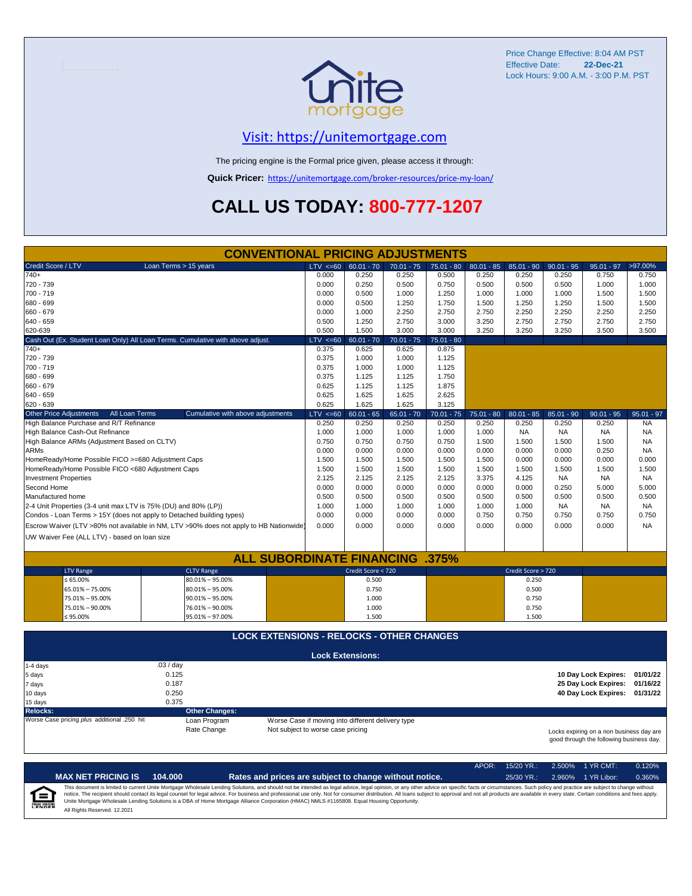Price Change Effective: 8:04 AM PST
Effective Date: **22-Dec-21**
Lock Hours: 9:00 A.M. - 3:00 P.M. PST

## [Visit: https://unitemortgage.com](https://unitemortgage.com)

The pricing engine is the Formal price given, please access it through:

**Quick Pricer:** https://unitemortgage.com/broker-resources/price-my-loan/

# CALL US TODAY: 800-777-1207

## CONVENTIONAL PRICING ADJUSTMENTS

| Credit Score / LTV — Loan Terms > 15 years | LTV <=60 | 60.01 - 70 | 70.01 - 75 | 75.01 - 80 | 80.01 - 85 | 85.01 - 90 | 90.01 - 95 | 95.01 - 97 | >97.00% |
|---|---|---|---|---|---|---|---|---|---|
| 740+ | 0.000 | 0.250 | 0.250 | 0.500 | 0.250 | 0.250 | 0.250 | 0.750 | 0.750 |
| 720 - 739 | 0.000 | 0.250 | 0.500 | 0.750 | 0.500 | 0.500 | 0.500 | 1.000 | 1.000 |
| 700 - 719 | 0.000 | 0.500 | 1.000 | 1.250 | 1.000 | 1.000 | 1.000 | 1.500 | 1.500 |
| 680 - 699 | 0.000 | 0.500 | 1.250 | 1.750 | 1.500 | 1.250 | 1.250 | 1.500 | 1.500 |
| 660 - 679 | 0.000 | 1.000 | 2.250 | 2.750 | 2.750 | 2.250 | 2.250 | 2.250 | 2.250 |
| 640 - 659 | 0.500 | 1.250 | 2.750 | 3.000 | 3.250 | 2.750 | 2.750 | 2.750 | 2.750 |
| 620-639 | 0.500 | 1.500 | 3.000 | 3.000 | 3.250 | 3.250 | 3.250 | 3.500 | 3.500 |

| Cash Out (Ex. Student Loan Only) All Loan Terms. Cumulative with above adjust. | LTV <=60 | 60.01 - 70 | 70.01 - 75 | 75.01 - 80 |
|---|---|---|---|---|
| 740+ | 0.375 | 0.625 | 0.625 | 0.875 |
| 720 - 739 | 0.375 | 1.000 | 1.000 | 1.125 |
| 700 - 719 | 0.375 | 1.000 | 1.000 | 1.125 |
| 680 - 699 | 0.375 | 1.125 | 1.125 | 1.750 |
| 660 - 679 | 0.625 | 1.125 | 1.125 | 1.875 |
| 640 - 659 | 0.625 | 1.625 | 1.625 | 2.625 |
| 620 - 639 | 0.625 | 1.625 | 1.625 | 3.125 |

| Other Price Adjustments — All Loan Terms — Cumulative with above adjustments | LTV <=60 | 60.01 - 65 | 65.01 - 70 | 70.01 - 75 | 75.01 - 80 | 80.01 - 85 | 85.01 - 90 | 90.01 - 95 | 95.01 - 97 |
|---|---|---|---|---|---|---|---|---|---|
| High Balance Purchase and R/T Refinance | 0.250 | 0.250 | 0.250 | 0.250 | 0.250 | 0.250 | 0.250 | 0.250 | NA |
| High Balance Cash-Out Refinance | 1.000 | 1.000 | 1.000 | 1.000 | 1.000 | NA | NA | NA | NA |
| High Balance ARMs (Adjustment Based on CLTV) | 0.750 | 0.750 | 0.750 | 0.750 | 1.500 | 1.500 | 1.500 | 1.500 | NA |
| ARMs | 0.000 | 0.000 | 0.000 | 0.000 | 0.000 | 0.000 | 0.000 | 0.250 | NA |
| HomeReady/Home Possible FICO >=680 Adjustment Caps | 1.500 | 1.500 | 1.500 | 1.500 | 1.500 | 0.000 | 0.000 | 0.000 | 0.000 |
| HomeReady/Home Possible FICO <680 Adjustment Caps | 1.500 | 1.500 | 1.500 | 1.500 | 1.500 | 1.500 | 1.500 | 1.500 | 1.500 |
| Investment Properties | 2.125 | 2.125 | 2.125 | 2.125 | 3.375 | 4.125 | NA | NA | NA |
| Second Home | 0.000 | 0.000 | 0.000 | 0.000 | 0.000 | 0.000 | 0.250 | 5.000 | 5.000 |
| Manufactured home | 0.500 | 0.500 | 0.500 | 0.500 | 0.500 | 0.500 | 0.500 | 0.500 | 0.500 |
| 2-4 Unit Properties (3-4 unit max LTV is 75% (DU) and 80% (LP)) | 1.000 | 1.000 | 1.000 | 1.000 | 1.000 | 1.000 | NA | NA | NA |
| Condos - Loan Terms > 15Y (does not apply to Detached building types) | 0.000 | 0.000 | 0.000 | 0.000 | 0.750 | 0.750 | 0.750 | 0.750 | 0.750 |
| Escrow Waiver (LTV >80% not available in NM, LTV >90% does not apply to HB Nationwide) | 0.000 | 0.000 | 0.000 | 0.000 | 0.000 | 0.000 | 0.000 | 0.000 | NA |
| UW Waiver Fee (ALL LTV) - based on loan size | | | | | | | | | |

## ALL SUBORDINATE FINANCING .375%

| LTV Range | CLTV Range | Credit Score < 720 | Credit Score > 720 |
|---|---|---|---|
| ≤ 65.00% | 80.01% – 95.00% | 0.500 | 0.250 |
| 65.01% – 75.00% | 80.01% – 95.00% | 0.750 | 0.500 |
| 75.01% – 95.00% | 90.01% – 95.00% | 1.000 | 0.750 |
| 75.01% – 90.00% | 76.01% – 90.00% | 1.000 | 0.750 |
| ≤ 95.00% | 95.01% – 97.00% | 1.500 | 1.500 |

## LOCK EXTENSIONS - RELOCKS - OTHER CHANGES

### Lock Extensions:

| Days | Cost |
|---|---|
| 1-4 days | .03 / day |
| 5 days | 0.125 |
| 7 days | 0.187 |
| 10 days | 0.250 |
| 15 days | 0.375 |

**10 Day Lock Expires:** 01/01/22
**25 Day Lock Expires:** 01/16/22
**40 Day Lock Expires:** 01/31/22

**Relocks:**
Worse Case pricing *plus* additional .250 hit

**Other Changes:**

| | |
|---|---|
| Loan Program | Worse Case if moving into different delivery type |
| Rate Change | Not subject to worse case pricing |

Locks expiring on a non business day are good through the following business day.

| APOR: | 15/20 YR.: | 2.500% | 1 YR CMT: | 0.120% |
|---|---|---|---|---|
| | 25/30 YR.: | 2.960% | 1 YR Libor: | 0.360% |

**MAX NET PRICING IS 104.000** — **Rates and prices are subject to change without notice.**

This document is limited to current Unite Mortgage Wholesale Lending Solutions, and should not be intended as legal advice, legal opinion, or any other advice on specific facts or circumstances. Such policy and practice are subject to change without notice. The recipient should contact its legal counsel for legal advice. For business and professional use only. Not for consumer distribution. All loans subject to approval and not all products are available in every state. Certain conditions and fees apply. Unite Mortgage Wholesale Lending Solutions is a DBA of Home Mortgage Alliance Corporation (HMAC) NMLS #1165808. Equal Housing Opportunity.

All Rights Reserved. 12.2021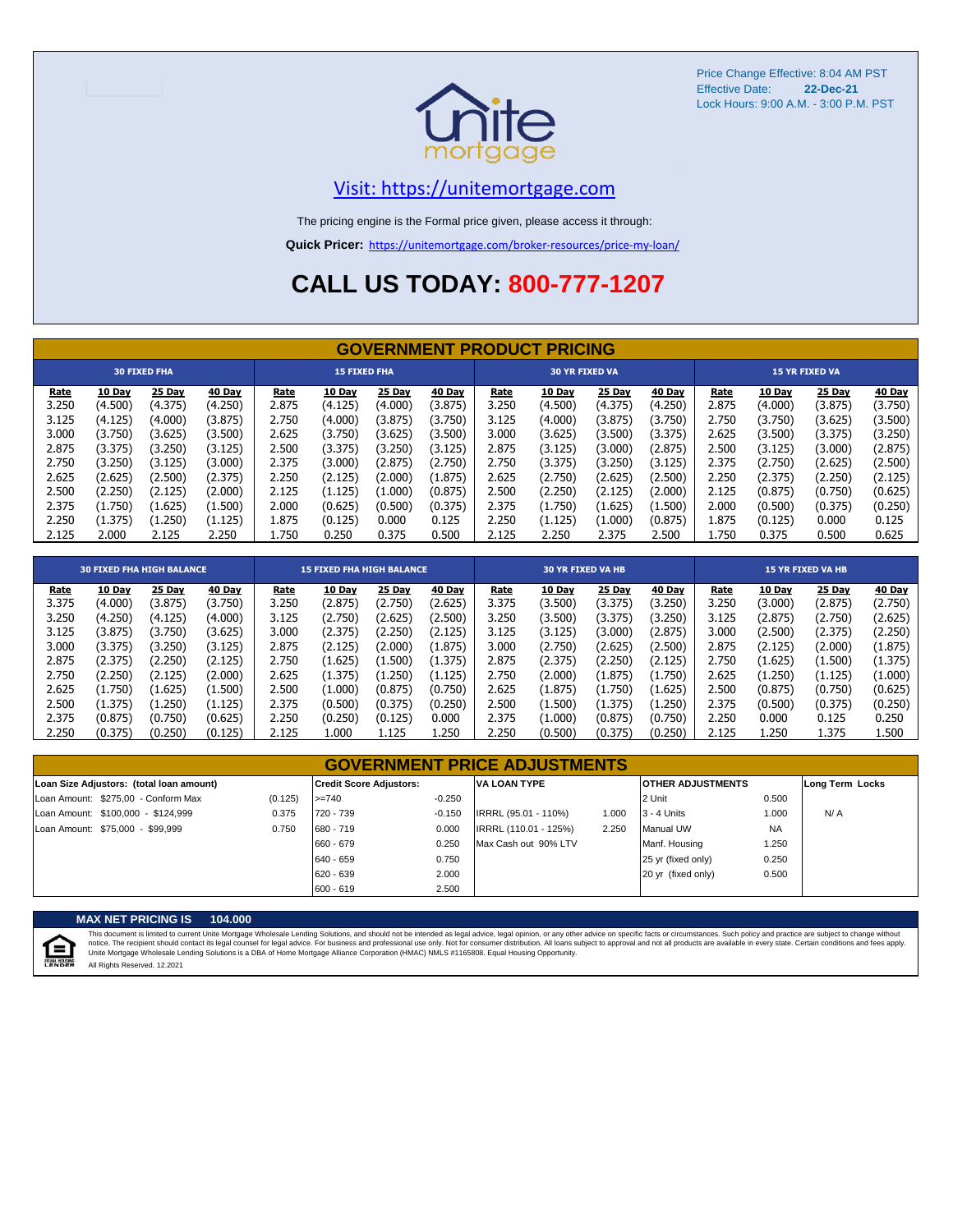Price Change Effective: 8:04 AM PST
Effective Date: **22-Dec-21**
Lock Hours: 9:00 A.M. - 3:00 P.M. PST

## Visit: https://unitemortgage.com

The pricing engine is the Formal price given, please access it through:

**Quick Pricer:** https://unitemortgage.com/broker-resources/price-my-loan/

# CALL US TODAY: 800-777-1207

## GOVERNMENT PRODUCT PRICING

| 30 FIXED FHA | | | | 15 FIXED FHA | | | | 30 YR FIXED VA | | | | 15 YR FIXED VA | | | |
|---|---|---|---|---|---|---|---|---|---|---|---|---|---|---|---|
| Rate | 10 Day | 25 Day | 40 Day | Rate | 10 Day | 25 Day | 40 Day | Rate | 10 Day | 25 Day | 40 Day | Rate | 10 Day | 25 Day | 40 Day |
| 3.250 | (4.500) | (4.375) | (4.250) | 2.875 | (4.125) | (4.000) | (3.875) | 3.250 | (4.500) | (4.375) | (4.250) | 2.875 | (4.000) | (3.875) | (3.750) |
| 3.125 | (4.125) | (4.000) | (3.875) | 2.750 | (4.000) | (3.875) | (3.750) | 3.125 | (4.000) | (3.875) | (3.750) | 2.750 | (3.750) | (3.625) | (3.500) |
| 3.000 | (3.750) | (3.625) | (3.500) | 2.625 | (3.750) | (3.625) | (3.500) | 3.000 | (3.625) | (3.500) | (3.375) | 2.625 | (3.500) | (3.375) | (3.250) |
| 2.875 | (3.375) | (3.250) | (3.125) | 2.500 | (3.375) | (3.250) | (3.125) | 2.875 | (3.125) | (3.000) | (2.875) | 2.500 | (3.125) | (3.000) | (2.875) |
| 2.750 | (3.250) | (3.125) | (3.000) | 2.375 | (3.000) | (2.875) | (2.750) | 2.750 | (3.375) | (3.250) | (3.125) | 2.375 | (2.750) | (2.625) | (2.500) |
| 2.625 | (2.625) | (2.500) | (2.375) | 2.250 | (2.125) | (2.000) | (1.875) | 2.625 | (2.750) | (2.625) | (2.500) | 2.250 | (2.375) | (2.250) | (2.125) |
| 2.500 | (2.250) | (2.125) | (2.000) | 2.125 | (1.125) | (1.000) | (0.875) | 2.500 | (2.250) | (2.125) | (2.000) | 2.125 | (0.875) | (0.750) | (0.625) |
| 2.375 | (1.750) | (1.625) | (1.500) | 2.000 | (0.625) | (0.500) | (0.375) | 2.375 | (1.750) | (1.625) | (1.500) | 2.000 | (0.500) | (0.375) | (0.250) |
| 2.250 | (1.375) | (1.250) | (1.125) | 1.875 | (0.125) | 0.000 | 0.125 | 2.250 | (1.125) | (1.000) | (0.875) | 1.875 | (0.125) | 0.000 | 0.125 |
| 2.125 | 2.000 | 2.125 | 2.250 | 1.750 | 0.250 | 0.375 | 0.500 | 2.125 | 2.250 | 2.375 | 2.500 | 1.750 | 0.375 | 0.500 | 0.625 |

| 30 FIXED FHA HIGH BALANCE | | | | 15 FIXED FHA HIGH BALANCE | | | | 30 YR FIXED VA HB | | | | 15 YR FIXED VA HB | | | |
|---|---|---|---|---|---|---|---|---|---|---|---|---|---|---|---|
| Rate | 10 Day | 25 Day | 40 Day | Rate | 10 Day | 25 Day | 40 Day | Rate | 10 Day | 25 Day | 40 Day | Rate | 10 Day | 25 Day | 40 Day |
| 3.375 | (4.000) | (3.875) | (3.750) | 3.250 | (2.875) | (2.750) | (2.625) | 3.375 | (3.500) | (3.375) | (3.250) | 3.250 | (3.000) | (2.875) | (2.750) |
| 3.250 | (4.250) | (4.125) | (4.000) | 3.125 | (2.750) | (2.625) | (2.500) | 3.250 | (3.500) | (3.375) | (3.250) | 3.125 | (2.875) | (2.750) | (2.625) |
| 3.125 | (3.875) | (3.750) | (3.625) | 3.000 | (2.375) | (2.250) | (2.125) | 3.125 | (3.125) | (3.000) | (2.875) | 3.000 | (2.500) | (2.375) | (2.250) |
| 3.000 | (3.375) | (3.250) | (3.125) | 2.875 | (2.125) | (2.000) | (1.875) | 3.000 | (2.750) | (2.625) | (2.500) | 2.875 | (2.125) | (2.000) | (1.875) |
| 2.875 | (2.375) | (2.250) | (2.125) | 2.750 | (1.625) | (1.500) | (1.375) | 2.875 | (2.375) | (2.250) | (2.125) | 2.750 | (1.625) | (1.500) | (1.375) |
| 2.750 | (2.250) | (2.125) | (2.000) | 2.625 | (1.375) | (1.250) | (1.125) | 2.750 | (2.000) | (1.875) | (1.750) | 2.625 | (1.250) | (1.125) | (1.000) |
| 2.625 | (1.750) | (1.625) | (1.500) | 2.500 | (1.000) | (0.875) | (0.750) | 2.625 | (1.875) | (1.750) | (1.625) | 2.500 | (0.875) | (0.750) | (0.625) |
| 2.500 | (1.375) | (1.250) | (1.125) | 2.375 | (0.500) | (0.375) | (0.250) | 2.500 | (1.500) | (1.375) | (1.250) | 2.375 | (0.500) | (0.375) | (0.250) |
| 2.375 | (0.875) | (0.750) | (0.625) | 2.250 | (0.250) | (0.125) | 0.000 | 2.375 | (1.000) | (0.875) | (0.750) | 2.250 | 0.000 | 0.125 | 0.250 |
| 2.250 | (0.375) | (0.250) | (0.125) | 2.125 | 1.000 | 1.125 | 1.250 | 2.250 | (0.500) | (0.375) | (0.250) | 2.125 | 1.250 | 1.375 | 1.500 |

## GOVERNMENT PRICE ADJUSTMENTS

| Loan Size Adjustors: (total loan amount) | | Credit Score Adjustors: | | VA LOAN TYPE | | OTHER ADJUSTMENTS | | Long Term Locks |
|---|---|---|---|---|---|---|---|---|
| Loan Amount: $275,000 - Conform Max | (0.125) | >=740 | -0.250 | | | 2 Unit | 0.500 | |
| Loan Amount: $100,000 - $124,999 | 0.375 | 720 - 739 | -0.150 | IRRRL (95.01 - 110%) | 1.000 | 3 - 4 Units | 1.000 | N/A |
| Loan Amount: $75,000 - $99,999 | 0.750 | 680 - 719 | 0.000 | IRRRL (110.01 - 125%) | 2.250 | Manual UW | NA | |
| | | 660 - 679 | 0.250 | Max Cash out 90% LTV | | Manf. Housing | 1.250 | |
| | | 640 - 659 | 0.750 | | | 25 yr (fixed only) | 0.250 | |
| | | 620 - 639 | 2.000 | | | 20 yr (fixed only) | 0.500 | |
| | | 600 - 619 | 2.500 | | | | | |

**MAX NET PRICING IS 104.000**

This document is limited to current Unite Mortgage Wholesale Lending Solutions, and should not be intended as legal advice, legal opinion, or any other advice on specific facts or circumstances. Such policy and practice are subject to change without notice. The recipient should contact its legal counsel for legal advice. For business and professional use only. Not for consumer distribution. All loans subject to approval and not all products are available in every state. Certain conditions and fees apply. Unite Mortgage Wholesale Lending Solutions is a DBA of Home Mortgage Alliance Corporation (HMAC) NMLS #1165808. Equal Housing Opportunity.

All Rights Reserved. 12.2021